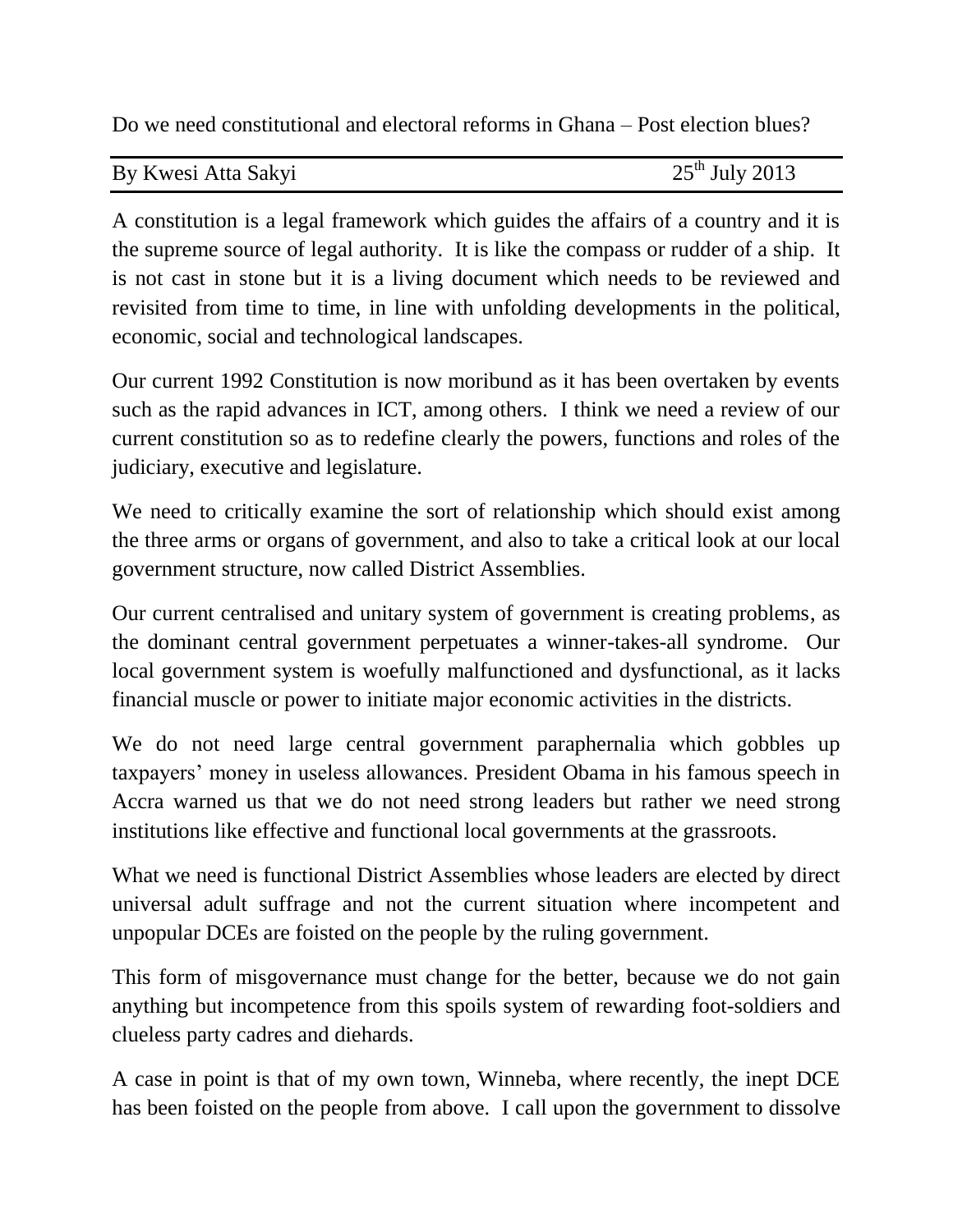# Do we need constitutional and electoral reforms in Ghana – Post election blues?

By Kwesi Atta Sakyi — 25th July 2013

A constitution is a legal framework which guides the affairs of a country and it is the supreme source of legal authority. It is like the compass or rudder of a ship. It is not cast in stone but it is a living document which needs to be reviewed and revisited from time to time, in line with unfolding developments in the political, economic, social and technological landscapes.

Our current 1992 Constitution is now moribund as it has been overtaken by events such as the rapid advances in ICT, among others. I think we need a review of our current constitution so as to redefine clearly the powers, functions and roles of the judiciary, executive and legislature.

We need to critically examine the sort of relationship which should exist among the three arms or organs of government, and also to take a critical look at our local government structure, now called District Assemblies.

Our current centralised and unitary system of government is creating problems, as the dominant central government perpetuates a winner-takes-all syndrome. Our local government system is woefully malfunctioned and dysfunctional, as it lacks financial muscle or power to initiate major economic activities in the districts.

We do not need large central government paraphernalia which gobbles up taxpayers' money in useless allowances. President Obama in his famous speech in Accra warned us that we do not need strong leaders but rather we need strong institutions like effective and functional local governments at the grassroots.

What we need is functional District Assemblies whose leaders are elected by direct universal adult suffrage and not the current situation where incompetent and unpopular DCEs are foisted on the people by the ruling government.

This form of misgovernance must change for the better, because we do not gain anything but incompetence from this spoils system of rewarding foot-soldiers and clueless party cadres and diehards.

A case in point is that of my own town, Winneba, where recently, the inept DCE has been foisted on the people from above. I call upon the government to dissolve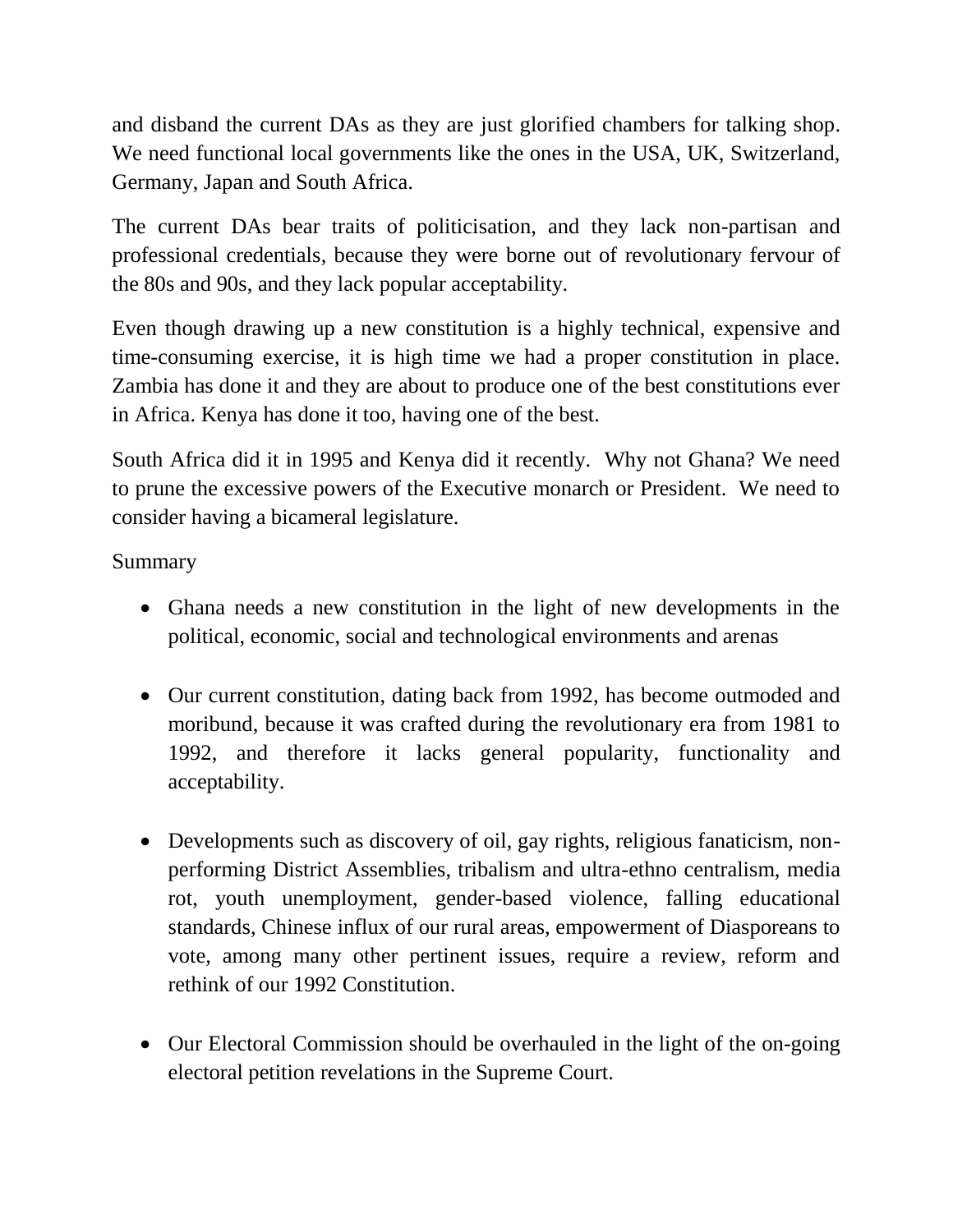and disband the current DAs as they are just glorified chambers for talking shop. We need functional local governments like the ones in the USA, UK, Switzerland, Germany, Japan and South Africa.

The current DAs bear traits of politicisation, and they lack non-partisan and professional credentials, because they were borne out of revolutionary fervour of the 80s and 90s, and they lack popular acceptability.

Even though drawing up a new constitution is a highly technical, expensive and time-consuming exercise, it is high time we had a proper constitution in place. Zambia has done it and they are about to produce one of the best constitutions ever in Africa. Kenya has done it too, having one of the best.

South Africa did it in 1995 and Kenya did it recently. Why not Ghana? We need to prune the excessive powers of the Executive monarch or President. We need to consider having a bicameral legislature.

Summary

- Ghana needs a new constitution in the light of new developments in the political, economic, social and technological environments and arenas

- Our current constitution, dating back from 1992, has become outmoded and moribund, because it was crafted during the revolutionary era from 1981 to 1992, and therefore it lacks general popularity, functionality and acceptability.

- Developments such as discovery of oil, gay rights, religious fanaticism, non-performing District Assemblies, tribalism and ultra-ethno centralism, media rot, youth unemployment, gender-based violence, falling educational standards, Chinese influx of our rural areas, empowerment of Diasporeans to vote, among many other pertinent issues, require a review, reform and rethink of our 1992 Constitution.

- Our Electoral Commission should be overhauled in the light of the on-going electoral petition revelations in the Supreme Court.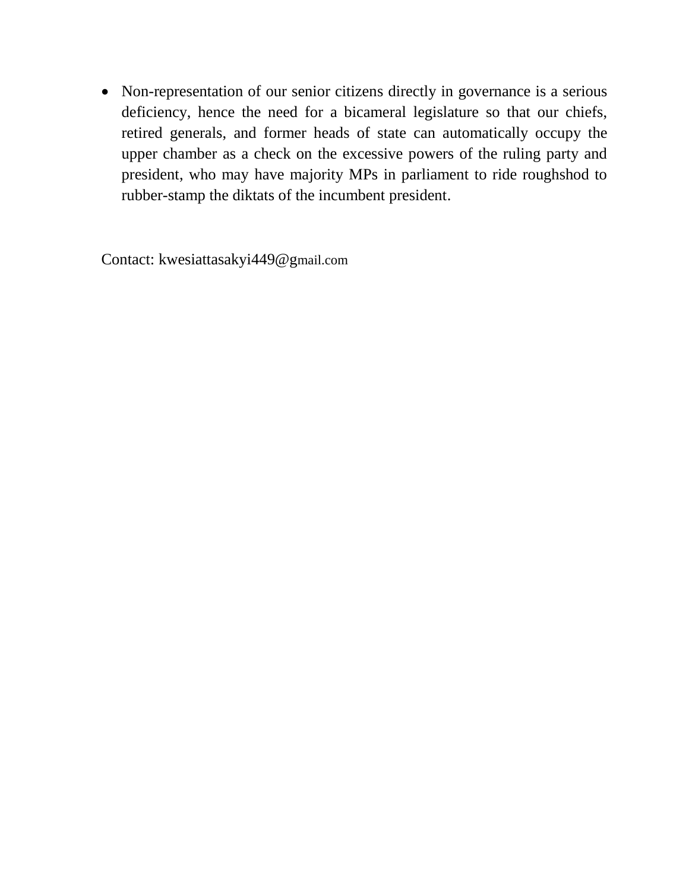- Non-representation of our senior citizens directly in governance is a serious deficiency, hence the need for a bicameral legislature so that our chiefs, retired generals, and former heads of state can automatically occupy the upper chamber as a check on the excessive powers of the ruling party and president, who may have majority MPs in parliament to ride roughshod to rubber-stamp the diktats of the incumbent president.

Contact: kwesiattasakyi449@gmail.com